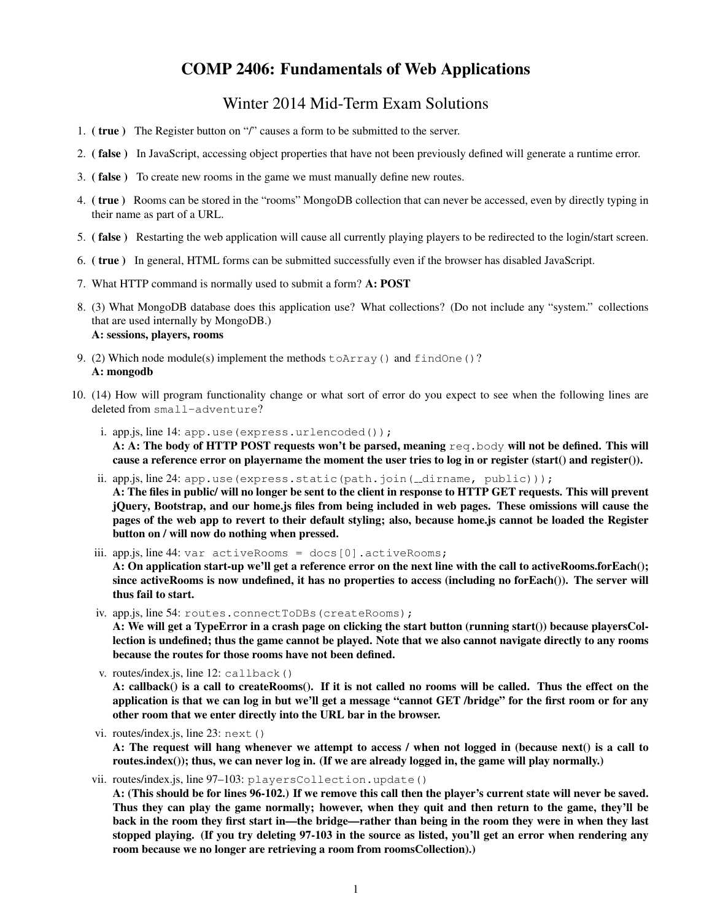# COMP 2406: Fundamentals of Web Applications

## Winter 2014 Mid-Term Exam Solutions

1. **( true )** The Register button on "/" causes a form to be submitted to the server.
2. **( false )** In JavaScript, accessing object properties that have not been previously defined will generate a runtime error.
3. **( false )** To create new rooms in the game we must manually define new routes.
4. **( true )** Rooms can be stored in the "rooms" MongoDB collection that can never be accessed, even by directly typing in their name as part of a URL.
5. **( false )** Restarting the web application will cause all currently playing players to be redirected to the login/start screen.
6. **( true )** In general, HTML forms can be submitted successfully even if the browser has disabled JavaScript.
7. What HTTP command is normally used to submit a form? **A: POST**
8. (3) What MongoDB database does this application use? What collections? (Do not include any "system." collections that are used internally by MongoDB.)
   **A: sessions, players, rooms**
9. (2) Which node module(s) implement the methods `toArray()` and `findOne()`?
   **A: mongodb**
10. (14) How will program functionality change or what sort of error do you expect to see when the following lines are deleted from `small-adventure`?

    i. app.js, line 14: `app.use(express.urlencoded());`
    **A: A: The body of HTTP POST requests won't be parsed, meaning `req.body` will not be defined. This will cause a reference error on playername the moment the user tries to log in or register (start() and register()).**

    ii. app.js, line 24: `app.use(express.static(path.join(__dirname, public)));`
    **A: The files in public/ will no longer be sent to the client in response to HTTP GET requests. This will prevent jQuery, Bootstrap, and our home.js files from being included in web pages. These omissions will cause the pages of the web app to revert to their default styling; also, because home.js cannot be loaded the Register button on / will now do nothing when pressed.**

    iii. app.js, line 44: `var activeRooms = docs[0].activeRooms;`
    **A: On application start-up we'll get a reference error on the next line with the call to activeRooms.forEach(); since activeRooms is now undefined, it has no properties to access (including no forEach()). The server will thus fail to start.**

    iv. app.js, line 54: `routes.connectToDBs(createRooms);`
    **A: We will get a TypeError in a crash page on clicking the start button (running start()) because playersCollection is undefined; thus the game cannot be played. Note that we also cannot navigate directly to any rooms because the routes for those rooms have not been defined.**

    v. routes/index.js, line 12: `callback()`
    **A: callback() is a call to createRooms(). If it is not called no rooms will be called. Thus the effect on the application is that we can log in but we'll get a message "cannot GET /bridge" for the first room or for any other room that we enter directly into the URL bar in the browser.**

    vi. routes/index.js, line 23: `next()`
    **A: The request will hang whenever we attempt to access / when not logged in (because next() is a call to routes.index()); thus, we can never log in. (If we are already logged in, the game will play normally.)**

    vii. routes/index.js, line 97–103: `playersCollection.update()`
    **A: (This should be for lines 96-102.) If we remove this call then the player's current state will never be saved. Thus they can play the game normally; however, when they quit and then return to the game, they'll be back in the room they first start in—the bridge—rather than being in the room they were in when they last stopped playing. (If you try deleting 97-103 in the source as listed, you'll get an error when rendering any room because we no longer are retrieving a room from roomsCollection).)**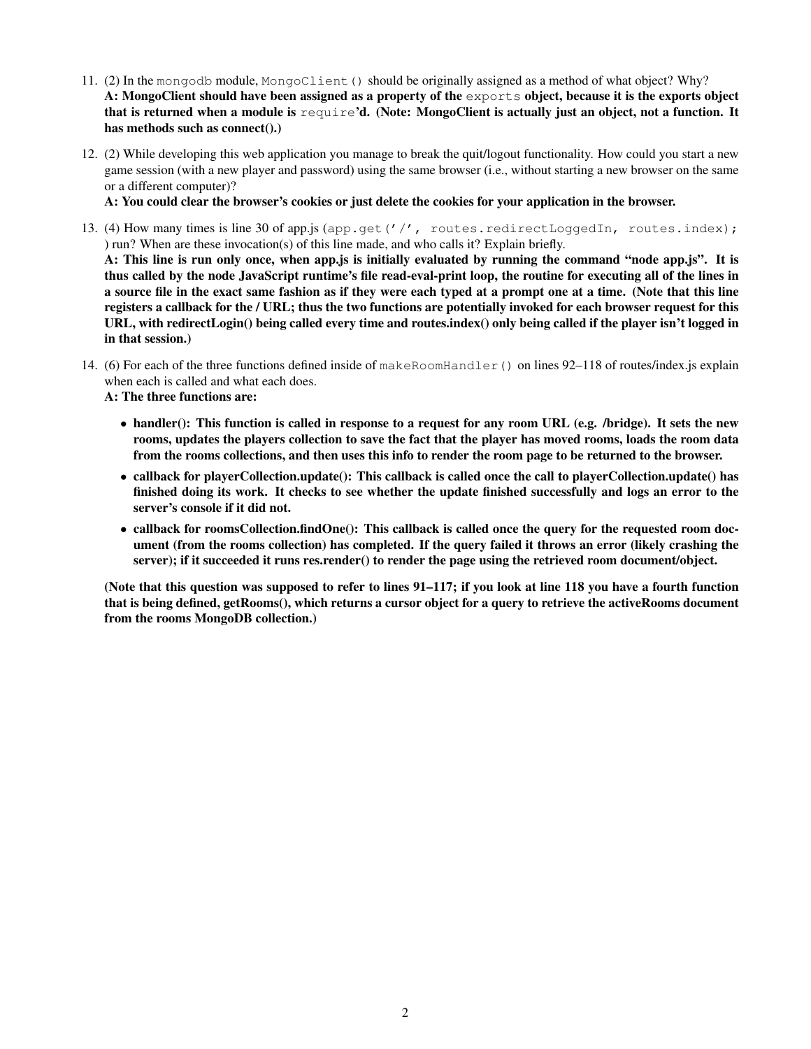11. (2) In the `mongodb` module, `MongoClient()` should be originally assigned as a method of what object? Why?
**A: MongoClient should have been assigned as a property of the `exports` object, because it is the exports object that is returned when a module is `require`'d. (Note: MongoClient is actually just an object, not a function. It has methods such as connect().)**

12. (2) While developing this web application you manage to break the quit/logout functionality. How could you start a new game session (with a new player and password) using the same browser (i.e., without starting a new browser on the same or a different computer)?
**A: You could clear the browser's cookies or just delete the cookies for your application in the browser.**

13. (4) How many times is line 30 of app.js (`app.get('/', routes.redirectLoggedIn, routes.index);` ) run? When are these invocation(s) of this line made, and who calls it? Explain briefly.
**A: This line is run only once, when app.js is initially evaluated by running the command "node app.js". It is thus called by the node JavaScript runtime's file read-eval-print loop, the routine for executing all of the lines in a source file in the exact same fashion as if they were each typed at a prompt one at a time. (Note that this line registers a callback for the / URL; thus the two functions are potentially invoked for each browser request for this URL, with redirectLogin() being called every time and routes.index() only being called if the player isn't logged in in that session.)**

14. (6) For each of the three functions defined inside of `makeRoomHandler()` on lines 92–118 of routes/index.js explain when each is called and what each does.
**A: The three functions are:**

    - **handler(): This function is called in response to a request for any room URL (e.g. /bridge). It sets the new rooms, updates the players collection to save the fact that the player has moved rooms, loads the room data from the rooms collections, and then uses this info to render the room page to be returned to the browser.**
    - **callback for playerCollection.update(): This callback is called once the call to playerCollection.update() has finished doing its work. It checks to see whether the update finished successfully and logs an error to the server's console if it did not.**
    - **callback for roomsCollection.findOne(): This callback is called once the query for the requested room document (from the rooms collection) has completed. If the query failed it throws an error (likely crashing the server); if it succeeded it runs res.render() to render the page using the retrieved room document/object.**

    **(Note that this question was supposed to refer to lines 91–117; if you look at line 118 you have a fourth function that is being defined, getRooms(), which returns a cursor object for a query to retrieve the activeRooms document from the rooms MongoDB collection.)**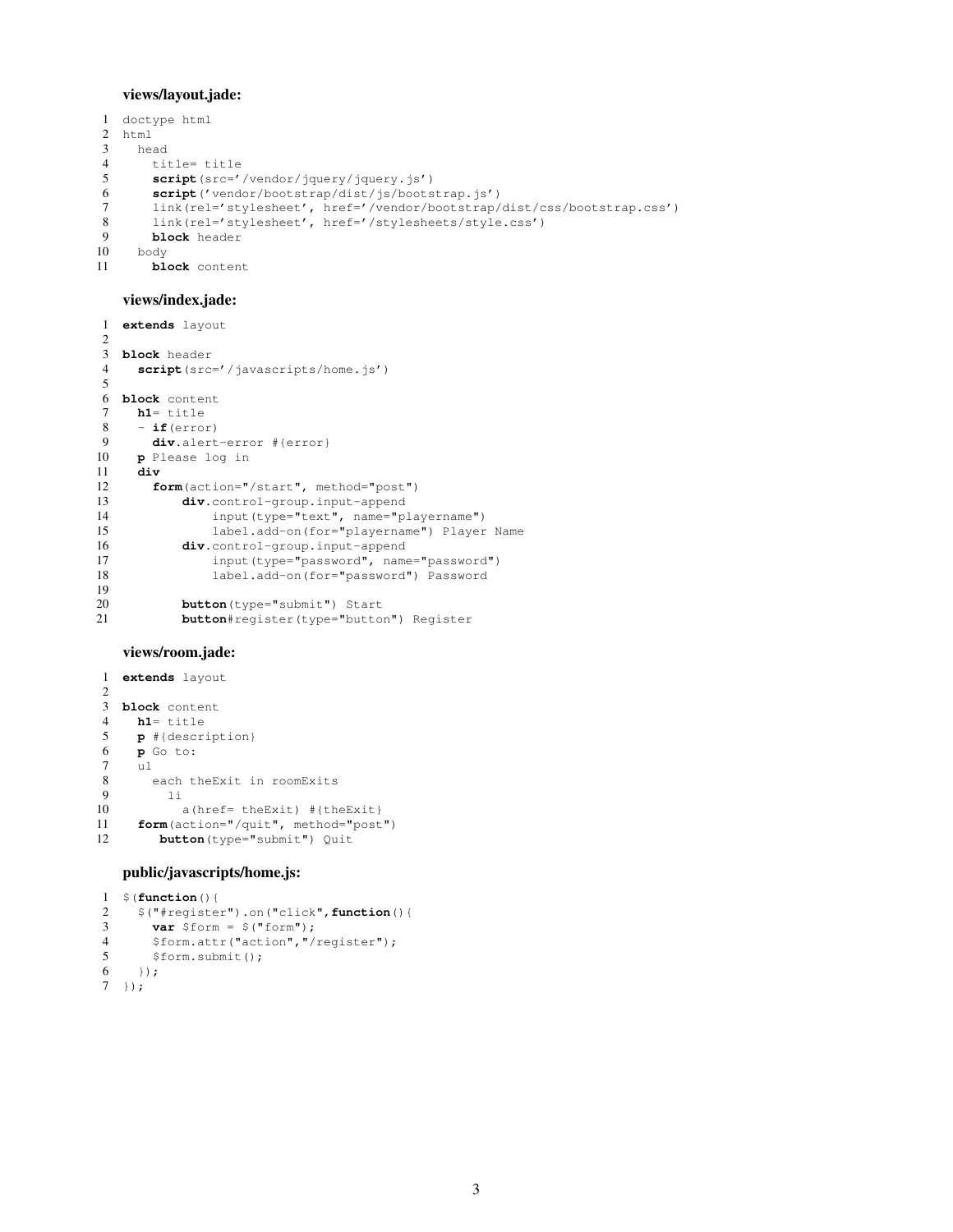**views/layout.jade:**

```
doctype html
html
  head
    title= title
    script(src='/vendor/jquery/jquery.js')
    script('vendor/bootstrap/dist/js/bootstrap.js')
    link(rel='stylesheet', href='/vendor/bootstrap/dist/css/bootstrap.css')
    link(rel='stylesheet', href='/stylesheets/style.css')
    block header
  body
    block content
```

**views/index.jade:**

```
extends layout

block header
  script(src='/javascripts/home.js')

block content
  h1= title
  - if(error)
    div.alert-error #{error}
  p Please log in
  div
    form(action="/start", method="post")
        div.control-group.input-append
            input(type="text", name="playername")
            label.add-on(for="playername") Player Name
        div.control-group.input-append
            input(type="password", name="password")
            label.add-on(for="password") Password

        button(type="submit") Start
        button#register(type="button") Register
```

**views/room.jade:**

```
extends layout

block content
  h1= title
  p #{description}
  p Go to:
  ul
    each theExit in roomExits
      li
        a(href= theExit) #{theExit}
  form(action="/quit", method="post")
     button(type="submit") Quit
```

**public/javascripts/home.js:**

```
$(function(){
  $("#register").on("click",function(){
    var $form = $("form");
    $form.attr("action","/register");
    $form.submit();
  });
});
```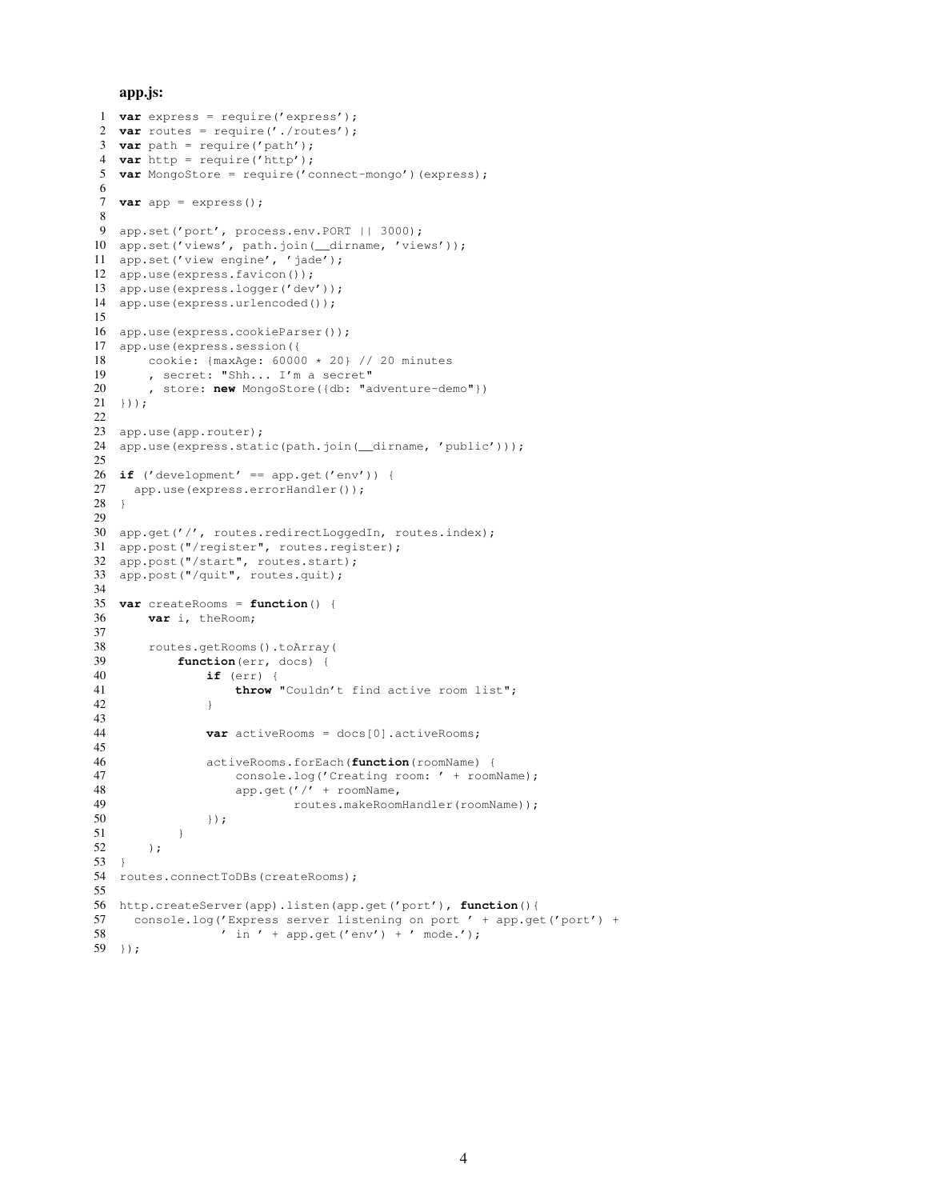**app.js:**

```
var express = require('express');
var routes = require('./routes');
var path = require('path');
var http = require('http');
var MongoStore = require('connect-mongo')(express);

var app = express();

app.set('port', process.env.PORT || 3000);
app.set('views', path.join(__dirname, 'views'));
app.set('view engine', 'jade');
app.use(express.favicon());
app.use(express.logger('dev'));
app.use(express.urlencoded());

app.use(express.cookieParser());
app.use(express.session({
    cookie: {maxAge: 60000 * 20} // 20 minutes
    , secret: "Shh... I'm a secret"
    , store: new MongoStore({db: "adventure-demo"})
}));

app.use(app.router);
app.use(express.static(path.join(__dirname, 'public')));

if ('development' == app.get('env')) {
  app.use(express.errorHandler());
}

app.get('/', routes.redirectLoggedIn, routes.index);
app.post("/register", routes.register);
app.post("/start", routes.start);
app.post("/quit", routes.quit);

var createRooms = function() {
    var i, theRoom;

    routes.getRooms().toArray(
        function(err, docs) {
            if (err) {
                throw "Couldn't find active room list";
            }

            var activeRooms = docs[0].activeRooms;

            activeRooms.forEach(function(roomName) {
                console.log('Creating room: ' + roomName);
                app.get('/' + roomName,
                        routes.makeRoomHandler(roomName));
            });
        }
    );
}
routes.connectToDBs(createRooms);

http.createServer(app).listen(app.get('port'), function(){
  console.log('Express server listening on port ' + app.get('port') +
             ' in ' + app.get('env') + ' mode.');
});
```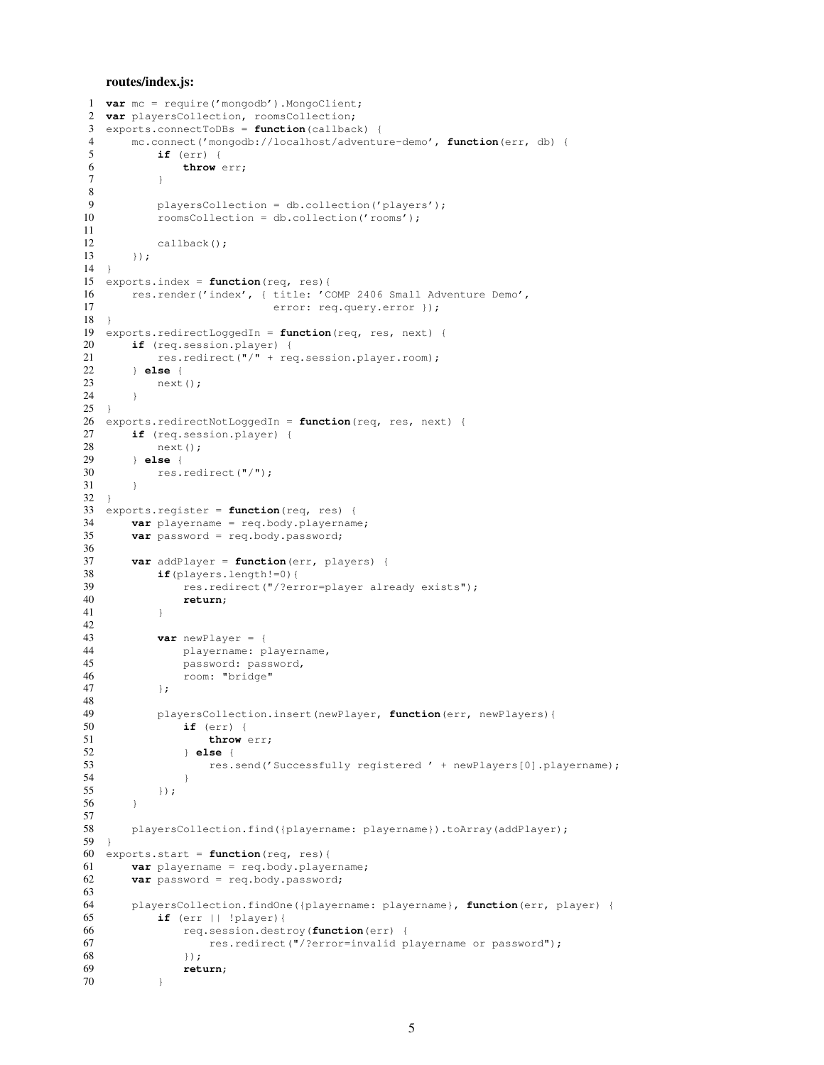**routes/index.js:**

```
1  var mc = require('mongodb').MongoClient;
2  var playersCollection, roomsCollection;
3  exports.connectToDBs = function(callback) {
4      mc.connect('mongodb://localhost/adventure-demo', function(err, db) {
5          if (err) {
6              throw err;
7          }
8
9          playersCollection = db.collection('players');
10         roomsCollection = db.collection('rooms');
11
12         callback();
13     });
14 }
15 exports.index = function(req, res){
16     res.render('index', { title: 'COMP 2406 Small Adventure Demo',
17                           error: req.query.error });
18 }
19 exports.redirectLoggedIn = function(req, res, next) {
20     if (req.session.player) {
21         res.redirect("/" + req.session.player.room);
22     } else {
23         next();
24     }
25 }
26 exports.redirectNotLoggedIn = function(req, res, next) {
27     if (req.session.player) {
28         next();
29     } else {
30         res.redirect("/");
31     }
32 }
33 exports.register = function(req, res) {
34     var playername = req.body.playername;
35     var password = req.body.password;
36
37     var addPlayer = function(err, players) {
38         if(players.length!=0){
39             res.redirect("/?error=player already exists");
40             return;
41         }
42
43         var newPlayer = {
44             playername: playername,
45             password: password,
46             room: "bridge"
47         };
48
49         playersCollection.insert(newPlayer, function(err, newPlayers){
50             if (err) {
51                 throw err;
52             } else {
53                 res.send('Successfully registered ' + newPlayers[0].playername);
54             }
55         });
56     }
57
58     playersCollection.find({playername: playername}).toArray(addPlayer);
59 }
60 exports.start = function(req, res){
61     var playername = req.body.playername;
62     var password = req.body.password;
63
64     playersCollection.findOne({playername: playername}, function(err, player) {
65         if (err || !player){
66             req.session.destroy(function(err) {
67                 res.redirect("/?error=invalid playername or password");
68             });
69             return;
70         }
```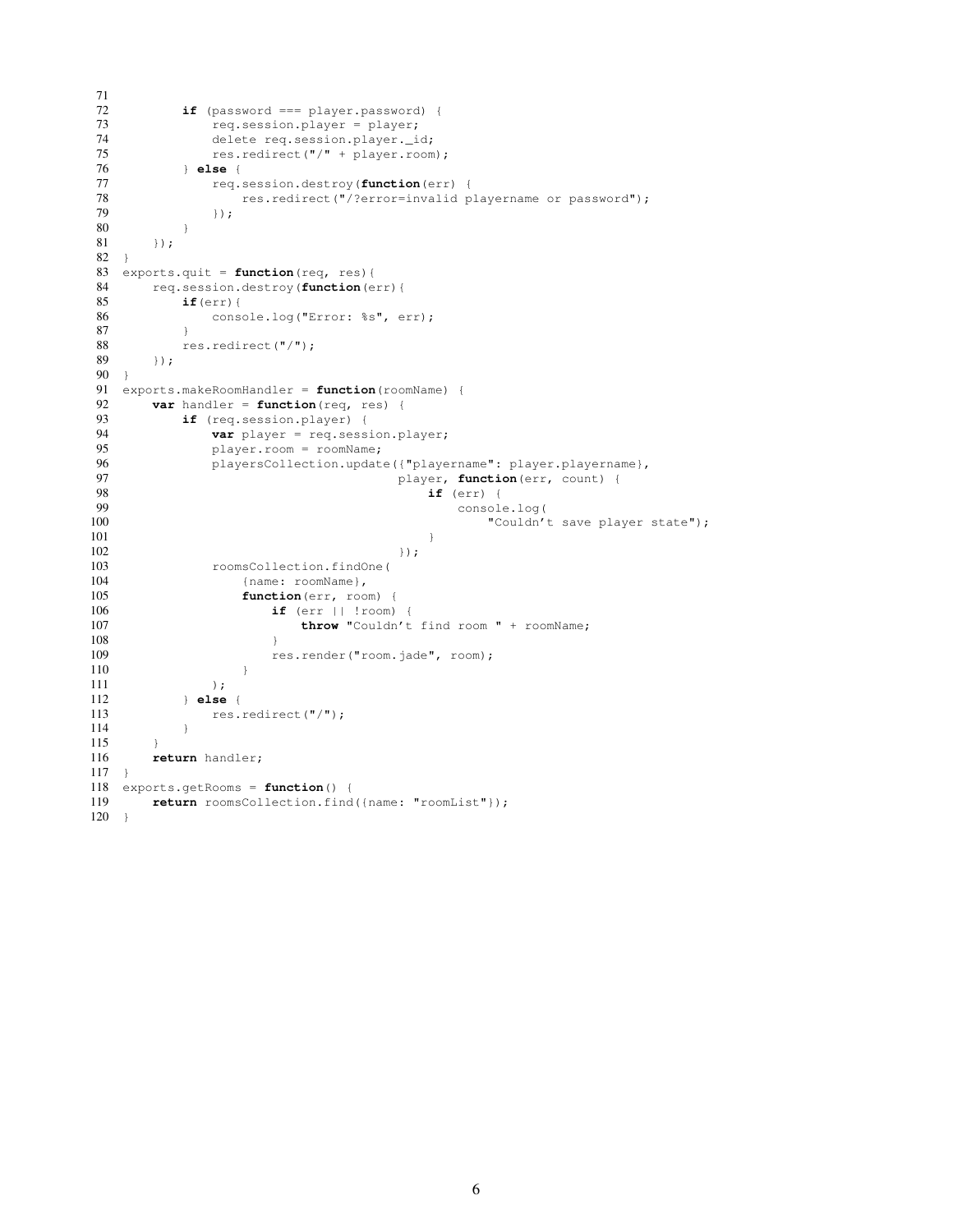```
71
72          if (password === player.password) {
73              req.session.player = player;
74              delete req.session.player._id;
75              res.redirect("/" + player.room);
76          } else {
77              req.session.destroy(function(err) {
78                  res.redirect("/?error=invalid playername or password");
79              });
80          }
81      });
82  }
83  exports.quit = function(req, res){
84      req.session.destroy(function(err){
85          if(err){
86              console.log("Error: %s", err);
87          }
88          res.redirect("/");
89      });
90  }
91  exports.makeRoomHandler = function(roomName) {
92      var handler = function(req, res) {
93          if (req.session.player) {
94              var player = req.session.player;
95              player.room = roomName;
96              playersCollection.update({"playername": player.playername},
97                                       player, function(err, count) {
98                                           if (err) {
99                                               console.log(
100                                                  "Couldn't save player state");
101                                          }
102                                      });
103             roomsCollection.findOne(
104                 {name: roomName},
105                 function(err, room) {
106                     if (err || !room) {
107                         throw "Couldn't find room " + roomName;
108                     }
109                     res.render("room.jade", room);
110                 }
111             );
112         } else {
113             res.redirect("/");
114         }
115     }
116     return handler;
117 }
118 exports.getRooms = function() {
119     return roomsCollection.find({name: "roomList"});
120 }
```